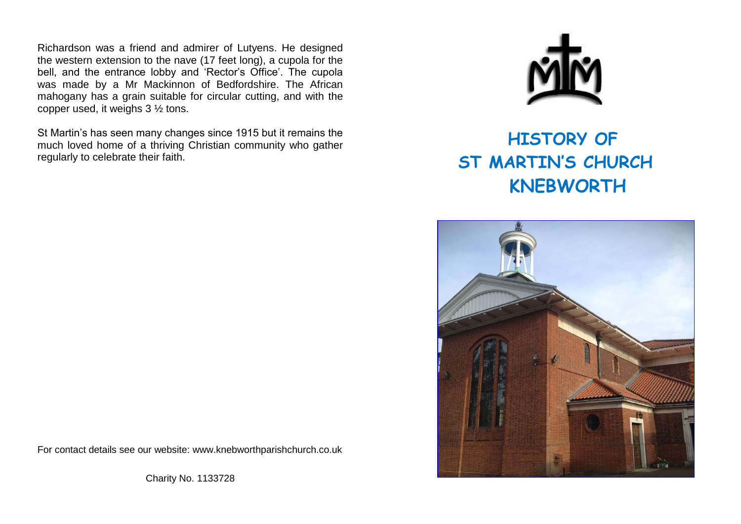Richardson was a friend and admirer of Lutyens. He designed the western extension to the nave (17 feet long), a cupola for the bell, and the entrance lobby and 'Rector's Office'. The cupola was made by a Mr Mackinnon of Bedfordshire. The African mahogany has a grain suitable for circular cutting, and with the copper used, it weighs 3 ½ tons.

St Martin's has seen many changes since 1915 but it remains the much loved home of a thriving Christian community who gather regularly to celebrate their faith.

For contact details see our website: www.knebworthparishchurch.co.uk

Charity No. 1133728

# HISTORY OF ST MARTIN'S CHURCH KNEBWORTH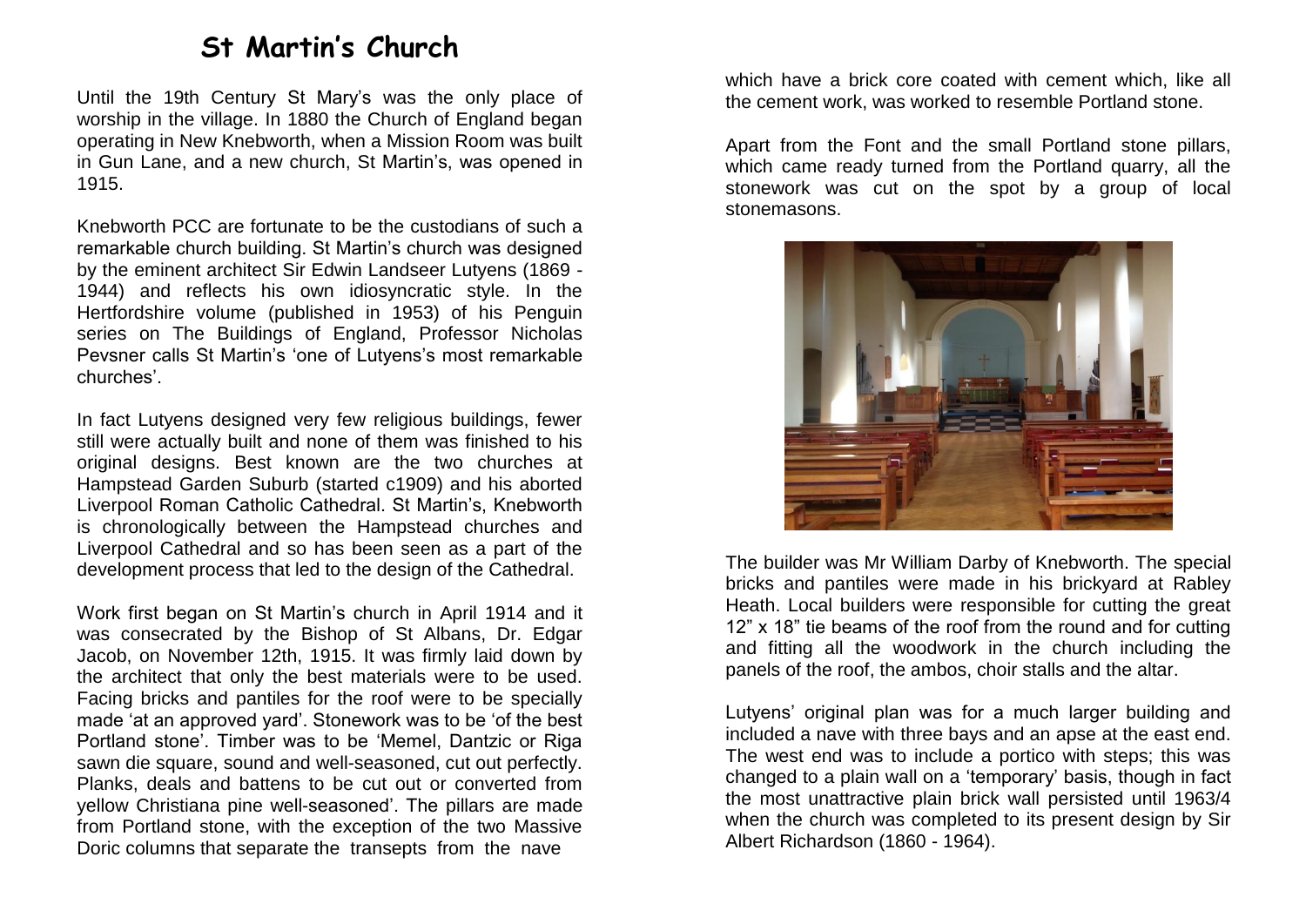# St Martin's Church

Until the 19th Century St Mary's was the only place of worship in the village. In 1880 the Church of England began operating in New Knebworth, when a Mission Room was built in Gun Lane, and a new church, St Martin's, was opened in 1915.

Knebworth PCC are fortunate to be the custodians of such a remarkable church building. St Martin's church was designed by the eminent architect Sir Edwin Landseer Lutyens (1869 - 1944) and reflects his own idiosyncratic style. In the Hertfordshire volume (published in 1953) of his Penguin series on The Buildings of England, Professor Nicholas Pevsner calls St Martin's 'one of Lutyens's most remarkable churches'.

In fact Lutyens designed very few religious buildings, fewer still were actually built and none of them was finished to his original designs. Best known are the two churches at Hampstead Garden Suburb (started c1909) and his aborted Liverpool Roman Catholic Cathedral. St Martin's, Knebworth is chronologically between the Hampstead churches and Liverpool Cathedral and so has been seen as a part of the development process that led to the design of the Cathedral.

Work first began on St Martin's church in April 1914 and it was consecrated by the Bishop of St Albans, Dr. Edgar Jacob, on November 12th, 1915. It was firmly laid down by the architect that only the best materials were to be used. Facing bricks and pantiles for the roof were to be specially made 'at an approved yard'. Stonework was to be 'of the best Portland stone'. Timber was to be 'Memel, Dantzic or Riga sawn die square, sound and well-seasoned, cut out perfectly. Planks, deals and battens to be cut out or converted from yellow Christiana pine well-seasoned'. The pillars are made from Portland stone, with the exception of the two Massive Doric columns that separate the transepts from the nave which have a brick core coated with cement which, like all the cement work, was worked to resemble Portland stone.

Apart from the Font and the small Portland stone pillars, which came ready turned from the Portland quarry, all the stonework was cut on the spot by a group of local stonemasons.

The builder was Mr William Darby of Knebworth. The special bricks and pantiles were made in his brickyard at Rabley Heath. Local builders were responsible for cutting the great 12" x 18" tie beams of the roof from the round and for cutting and fitting all the woodwork in the church including the panels of the roof, the ambos, choir stalls and the altar.

Lutyens' original plan was for a much larger building and included a nave with three bays and an apse at the east end. The west end was to include a portico with steps; this was changed to a plain wall on a 'temporary' basis, though in fact the most unattractive plain brick wall persisted until 1963/4 when the church was completed to its present design by Sir Albert Richardson (1860 - 1964).